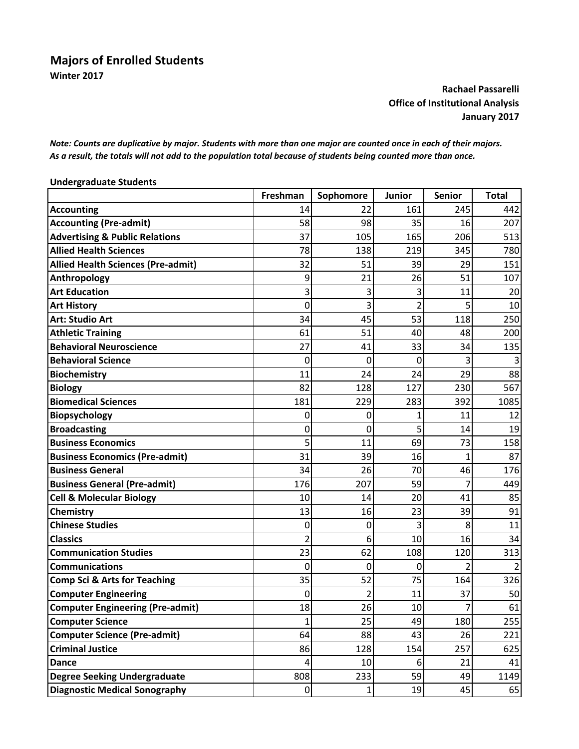# Majors of Enrolled Students

**Winter 2017**

**Rachael Passarelli**
**Office of Institutional Analysis**
**January 2017**

***Note: Counts are duplicative by major. Students with more than one major are counted once in each of their majors. As a result, the totals will not add to the population total because of students being counted more than once.***

**Undergraduate Students**

| | Freshman | Sophomore | Junior | Senior | Total |
|---|---|---|---|---|---|
| **Accounting** | 14 | 22 | 161 | 245 | 442 |
| **Accounting (Pre-admit)** | 58 | 98 | 35 | 16 | 207 |
| **Advertising & Public Relations** | 37 | 105 | 165 | 206 | 513 |
| **Allied Health Sciences** | 78 | 138 | 219 | 345 | 780 |
| **Allied Health Sciences (Pre-admit)** | 32 | 51 | 39 | 29 | 151 |
| **Anthropology** | 9 | 21 | 26 | 51 | 107 |
| **Art Education** | 3 | 3 | 3 | 11 | 20 |
| **Art History** | 0 | 3 | 2 | 5 | 10 |
| **Art: Studio Art** | 34 | 45 | 53 | 118 | 250 |
| **Athletic Training** | 61 | 51 | 40 | 48 | 200 |
| **Behavioral Neuroscience** | 27 | 41 | 33 | 34 | 135 |
| **Behavioral Science** | 0 | 0 | 0 | 3 | 3 |
| **Biochemistry** | 11 | 24 | 24 | 29 | 88 |
| **Biology** | 82 | 128 | 127 | 230 | 567 |
| **Biomedical Sciences** | 181 | 229 | 283 | 392 | 1085 |
| **Biopsychology** | 0 | 0 | 1 | 11 | 12 |
| **Broadcasting** | 0 | 0 | 5 | 14 | 19 |
| **Business Economics** | 5 | 11 | 69 | 73 | 158 |
| **Business Economics (Pre-admit)** | 31 | 39 | 16 | 1 | 87 |
| **Business General** | 34 | 26 | 70 | 46 | 176 |
| **Business General (Pre-admit)** | 176 | 207 | 59 | 7 | 449 |
| **Cell & Molecular Biology** | 10 | 14 | 20 | 41 | 85 |
| **Chemistry** | 13 | 16 | 23 | 39 | 91 |
| **Chinese Studies** | 0 | 0 | 3 | 8 | 11 |
| **Classics** | 2 | 6 | 10 | 16 | 34 |
| **Communication Studies** | 23 | 62 | 108 | 120 | 313 |
| **Communications** | 0 | 0 | 0 | 2 | 2 |
| **Comp Sci & Arts for Teaching** | 35 | 52 | 75 | 164 | 326 |
| **Computer Engineering** | 0 | 2 | 11 | 37 | 50 |
| **Computer Engineering (Pre-admit)** | 18 | 26 | 10 | 7 | 61 |
| **Computer Science** | 1 | 25 | 49 | 180 | 255 |
| **Computer Science (Pre-admit)** | 64 | 88 | 43 | 26 | 221 |
| **Criminal Justice** | 86 | 128 | 154 | 257 | 625 |
| **Dance** | 4 | 10 | 6 | 21 | 41 |
| **Degree Seeking Undergraduate** | 808 | 233 | 59 | 49 | 1149 |
| **Diagnostic Medical Sonography** | 0 | 1 | 19 | 45 | 65 |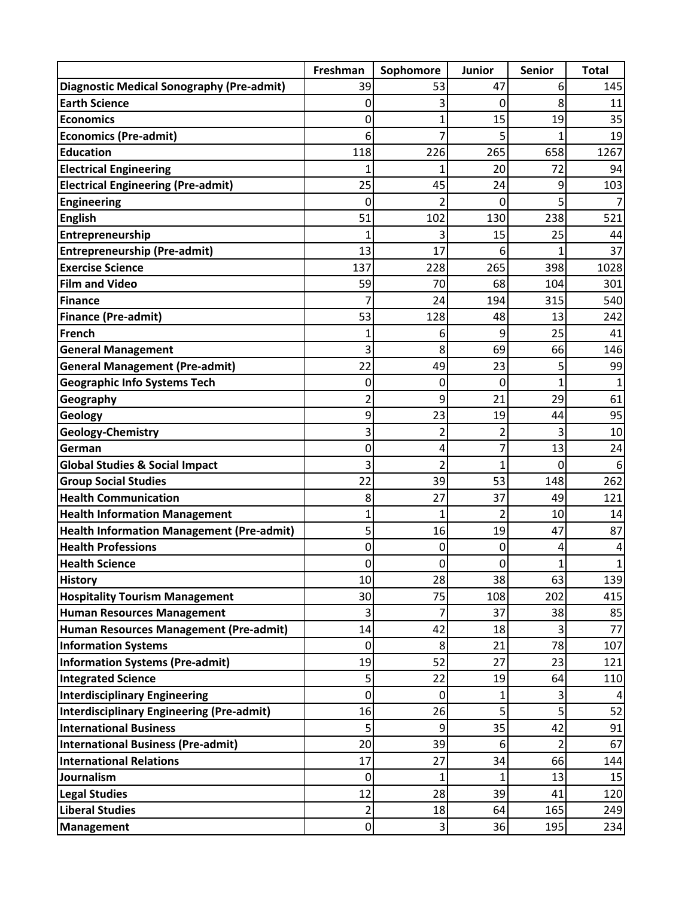| | Freshman | Sophomore | Junior | Senior | Total |
|---|---|---|---|---|---|
| **Diagnostic Medical Sonography (Pre-admit)** | 39 | 53 | 47 | 6 | 145 |
| **Earth Science** | 0 | 3 | 0 | 8 | 11 |
| **Economics** | 0 | 1 | 15 | 19 | 35 |
| **Economics (Pre-admit)** | 6 | 7 | 5 | 1 | 19 |
| **Education** | 118 | 226 | 265 | 658 | 1267 |
| **Electrical Engineering** | 1 | 1 | 20 | 72 | 94 |
| **Electrical Engineering (Pre-admit)** | 25 | 45 | 24 | 9 | 103 |
| **Engineering** | 0 | 2 | 0 | 5 | 7 |
| **English** | 51 | 102 | 130 | 238 | 521 |
| **Entrepreneurship** | 1 | 3 | 15 | 25 | 44 |
| **Entrepreneurship (Pre-admit)** | 13 | 17 | 6 | 1 | 37 |
| **Exercise Science** | 137 | 228 | 265 | 398 | 1028 |
| **Film and Video** | 59 | 70 | 68 | 104 | 301 |
| **Finance** | 7 | 24 | 194 | 315 | 540 |
| **Finance (Pre-admit)** | 53 | 128 | 48 | 13 | 242 |
| **French** | 1 | 6 | 9 | 25 | 41 |
| **General Management** | 3 | 8 | 69 | 66 | 146 |
| **General Management (Pre-admit)** | 22 | 49 | 23 | 5 | 99 |
| **Geographic Info Systems Tech** | 0 | 0 | 0 | 1 | 1 |
| **Geography** | 2 | 9 | 21 | 29 | 61 |
| **Geology** | 9 | 23 | 19 | 44 | 95 |
| **Geology-Chemistry** | 3 | 2 | 2 | 3 | 10 |
| **German** | 0 | 4 | 7 | 13 | 24 |
| **Global Studies & Social Impact** | 3 | 2 | 1 | 0 | 6 |
| **Group Social Studies** | 22 | 39 | 53 | 148 | 262 |
| **Health Communication** | 8 | 27 | 37 | 49 | 121 |
| **Health Information Management** | 1 | 1 | 2 | 10 | 14 |
| **Health Information Management (Pre-admit)** | 5 | 16 | 19 | 47 | 87 |
| **Health Professions** | 0 | 0 | 0 | 4 | 4 |
| **Health Science** | 0 | 0 | 0 | 1 | 1 |
| **History** | 10 | 28 | 38 | 63 | 139 |
| **Hospitality Tourism Management** | 30 | 75 | 108 | 202 | 415 |
| **Human Resources Management** | 3 | 7 | 37 | 38 | 85 |
| **Human Resources Management (Pre-admit)** | 14 | 42 | 18 | 3 | 77 |
| **Information Systems** | 0 | 8 | 21 | 78 | 107 |
| **Information Systems (Pre-admit)** | 19 | 52 | 27 | 23 | 121 |
| **Integrated Science** | 5 | 22 | 19 | 64 | 110 |
| **Interdisciplinary Engineering** | 0 | 0 | 1 | 3 | 4 |
| **Interdisciplinary Engineering (Pre-admit)** | 16 | 26 | 5 | 5 | 52 |
| **International Business** | 5 | 9 | 35 | 42 | 91 |
| **International Business (Pre-admit)** | 20 | 39 | 6 | 2 | 67 |
| **International Relations** | 17 | 27 | 34 | 66 | 144 |
| **Journalism** | 0 | 1 | 1 | 13 | 15 |
| **Legal Studies** | 12 | 28 | 39 | 41 | 120 |
| **Liberal Studies** | 2 | 18 | 64 | 165 | 249 |
| **Management** | 0 | 3 | 36 | 195 | 234 |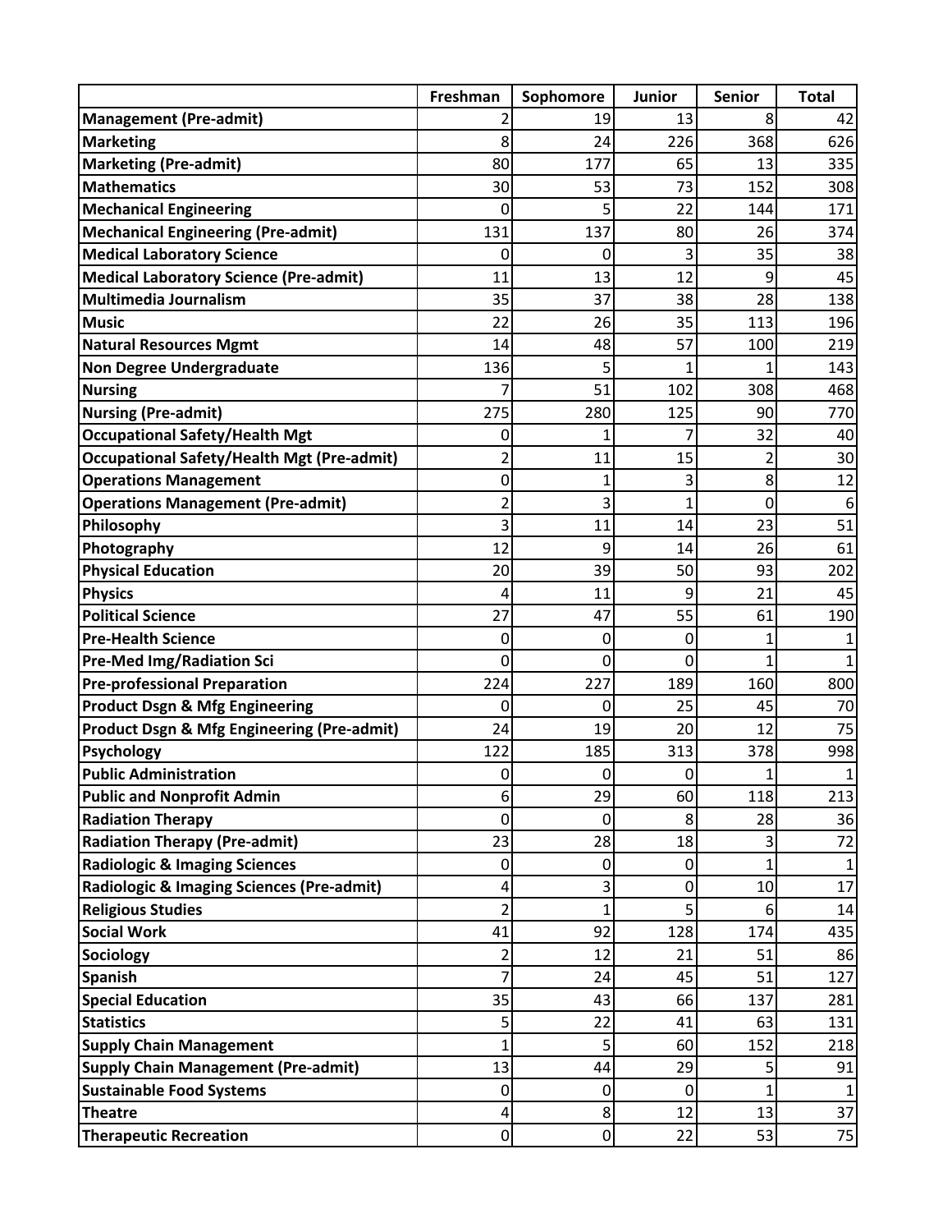| | Freshman | Sophomore | Junior | Senior | Total |
|---|---|---|---|---|---|
| **Management (Pre-admit)** | 2 | 19 | 13 | 8 | 42 |
| **Marketing** | 8 | 24 | 226 | 368 | 626 |
| **Marketing (Pre-admit)** | 80 | 177 | 65 | 13 | 335 |
| **Mathematics** | 30 | 53 | 73 | 152 | 308 |
| **Mechanical Engineering** | 0 | 5 | 22 | 144 | 171 |
| **Mechanical Engineering (Pre-admit)** | 131 | 137 | 80 | 26 | 374 |
| **Medical Laboratory Science** | 0 | 0 | 3 | 35 | 38 |
| **Medical Laboratory Science (Pre-admit)** | 11 | 13 | 12 | 9 | 45 |
| **Multimedia Journalism** | 35 | 37 | 38 | 28 | 138 |
| **Music** | 22 | 26 | 35 | 113 | 196 |
| **Natural Resources Mgmt** | 14 | 48 | 57 | 100 | 219 |
| **Non Degree Undergraduate** | 136 | 5 | 1 | 1 | 143 |
| **Nursing** | 7 | 51 | 102 | 308 | 468 |
| **Nursing (Pre-admit)** | 275 | 280 | 125 | 90 | 770 |
| **Occupational Safety/Health Mgt** | 0 | 1 | 7 | 32 | 40 |
| **Occupational Safety/Health Mgt (Pre-admit)** | 2 | 11 | 15 | 2 | 30 |
| **Operations Management** | 0 | 1 | 3 | 8 | 12 |
| **Operations Management (Pre-admit)** | 2 | 3 | 1 | 0 | 6 |
| **Philosophy** | 3 | 11 | 14 | 23 | 51 |
| **Photography** | 12 | 9 | 14 | 26 | 61 |
| **Physical Education** | 20 | 39 | 50 | 93 | 202 |
| **Physics** | 4 | 11 | 9 | 21 | 45 |
| **Political Science** | 27 | 47 | 55 | 61 | 190 |
| **Pre-Health Science** | 0 | 0 | 0 | 1 | 1 |
| **Pre-Med Img/Radiation Sci** | 0 | 0 | 0 | 1 | 1 |
| **Pre-professional Preparation** | 224 | 227 | 189 | 160 | 800 |
| **Product Dsgn & Mfg Engineering** | 0 | 0 | 25 | 45 | 70 |
| **Product Dsgn & Mfg Engineering (Pre-admit)** | 24 | 19 | 20 | 12 | 75 |
| **Psychology** | 122 | 185 | 313 | 378 | 998 |
| **Public Administration** | 0 | 0 | 0 | 1 | 1 |
| **Public and Nonprofit Admin** | 6 | 29 | 60 | 118 | 213 |
| **Radiation Therapy** | 0 | 0 | 8 | 28 | 36 |
| **Radiation Therapy (Pre-admit)** | 23 | 28 | 18 | 3 | 72 |
| **Radiologic & Imaging Sciences** | 0 | 0 | 0 | 1 | 1 |
| **Radiologic & Imaging Sciences (Pre-admit)** | 4 | 3 | 0 | 10 | 17 |
| **Religious Studies** | 2 | 1 | 5 | 6 | 14 |
| **Social Work** | 41 | 92 | 128 | 174 | 435 |
| **Sociology** | 2 | 12 | 21 | 51 | 86 |
| **Spanish** | 7 | 24 | 45 | 51 | 127 |
| **Special Education** | 35 | 43 | 66 | 137 | 281 |
| **Statistics** | 5 | 22 | 41 | 63 | 131 |
| **Supply Chain Management** | 1 | 5 | 60 | 152 | 218 |
| **Supply Chain Management (Pre-admit)** | 13 | 44 | 29 | 5 | 91 |
| **Sustainable Food Systems** | 0 | 0 | 0 | 1 | 1 |
| **Theatre** | 4 | 8 | 12 | 13 | 37 |
| **Therapeutic Recreation** | 0 | 0 | 22 | 53 | 75 |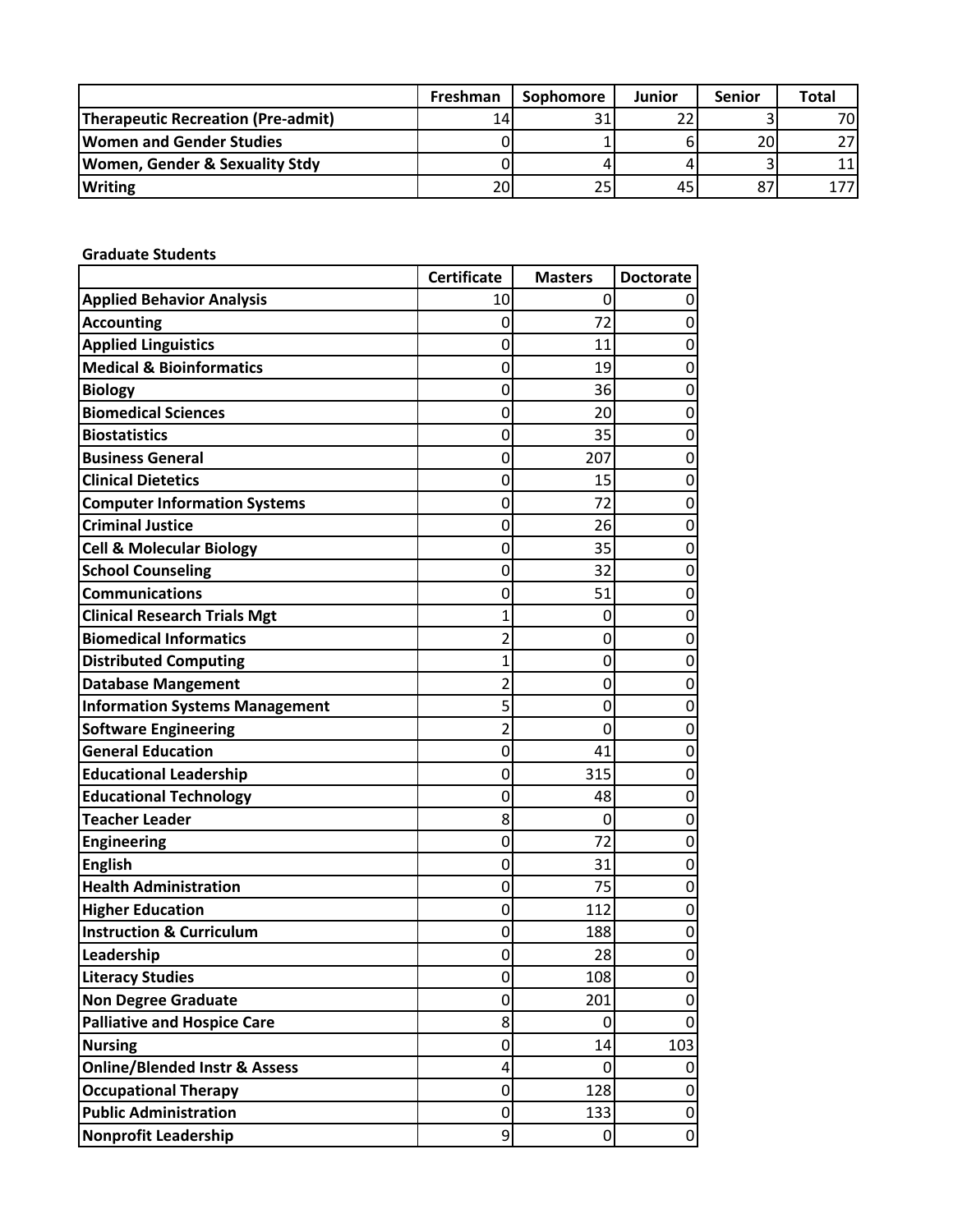| | Freshman | Sophomore | Junior | Senior | Total |
|---|---|---|---|---|---|
| **Therapeutic Recreation (Pre-admit)** | 14 | 31 | 22 | 3 | 70 |
| **Women and Gender Studies** | 0 | 1 | 6 | 20 | 27 |
| **Women, Gender & Sexuality Stdy** | 0 | 4 | 4 | 3 | 11 |
| **Writing** | 20 | 25 | 45 | 87 | 177 |

**Graduate Students**

| | Certificate | Masters | Doctorate |
|---|---|---|---|
| **Applied Behavior Analysis** | 10 | 0 | 0 |
| **Accounting** | 0 | 72 | 0 |
| **Applied Linguistics** | 0 | 11 | 0 |
| **Medical & Bioinformatics** | 0 | 19 | 0 |
| **Biology** | 0 | 36 | 0 |
| **Biomedical Sciences** | 0 | 20 | 0 |
| **Biostatistics** | 0 | 35 | 0 |
| **Business General** | 0 | 207 | 0 |
| **Clinical Dietetics** | 0 | 15 | 0 |
| **Computer Information Systems** | 0 | 72 | 0 |
| **Criminal Justice** | 0 | 26 | 0 |
| **Cell & Molecular Biology** | 0 | 35 | 0 |
| **School Counseling** | 0 | 32 | 0 |
| **Communications** | 0 | 51 | 0 |
| **Clinical Research Trials Mgt** | 1 | 0 | 0 |
| **Biomedical Informatics** | 2 | 0 | 0 |
| **Distributed Computing** | 1 | 0 | 0 |
| **Database Mangement** | 2 | 0 | 0 |
| **Information Systems Management** | 5 | 0 | 0 |
| **Software Engineering** | 2 | 0 | 0 |
| **General Education** | 0 | 41 | 0 |
| **Educational Leadership** | 0 | 315 | 0 |
| **Educational Technology** | 0 | 48 | 0 |
| **Teacher Leader** | 8 | 0 | 0 |
| **Engineering** | 0 | 72 | 0 |
| **English** | 0 | 31 | 0 |
| **Health Administration** | 0 | 75 | 0 |
| **Higher Education** | 0 | 112 | 0 |
| **Instruction & Curriculum** | 0 | 188 | 0 |
| **Leadership** | 0 | 28 | 0 |
| **Literacy Studies** | 0 | 108 | 0 |
| **Non Degree Graduate** | 0 | 201 | 0 |
| **Palliative and Hospice Care** | 8 | 0 | 0 |
| **Nursing** | 0 | 14 | 103 |
| **Online/Blended Instr & Assess** | 4 | 0 | 0 |
| **Occupational Therapy** | 0 | 128 | 0 |
| **Public Administration** | 0 | 133 | 0 |
| **Nonprofit Leadership** | 9 | 0 | 0 |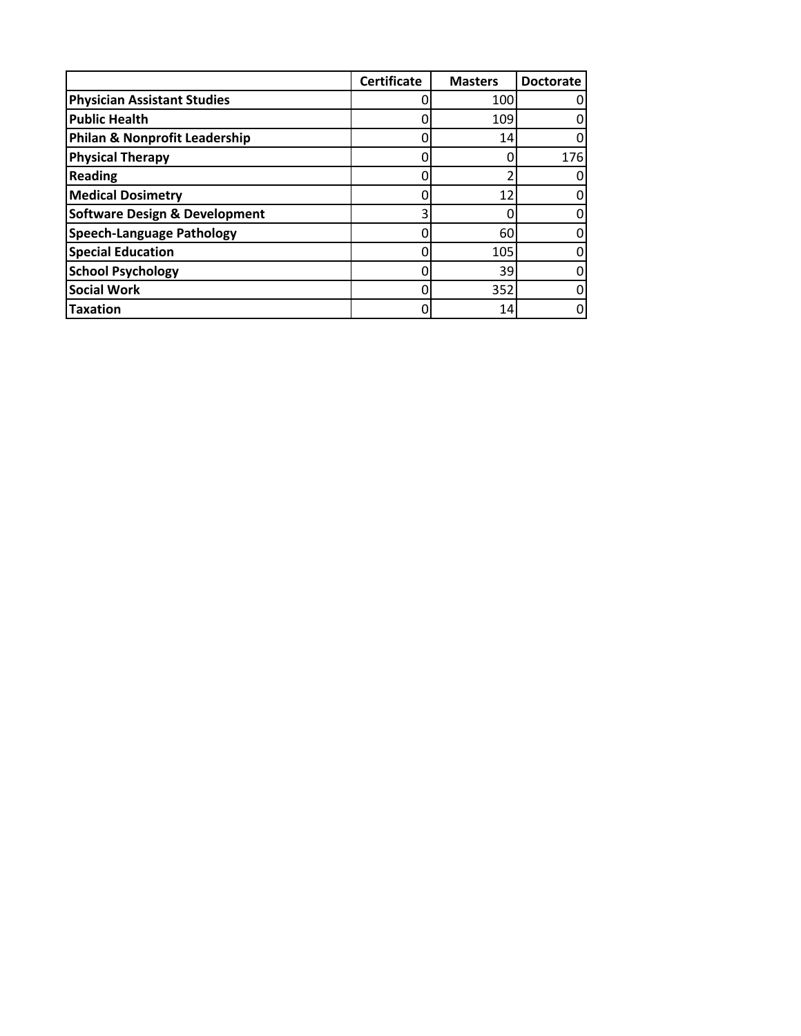| | Certificate | Masters | Doctorate |
|---|---|---|---|
| **Physician Assistant Studies** | 0 | 100 | 0 |
| **Public Health** | 0 | 109 | 0 |
| **Philan & Nonprofit Leadership** | 0 | 14 | 0 |
| **Physical Therapy** | 0 | 0 | 176 |
| **Reading** | 0 | 2 | 0 |
| **Medical Dosimetry** | 0 | 12 | 0 |
| **Software Design & Development** | 3 | 0 | 0 |
| **Speech-Language Pathology** | 0 | 60 | 0 |
| **Special Education** | 0 | 105 | 0 |
| **School Psychology** | 0 | 39 | 0 |
| **Social Work** | 0 | 352 | 0 |
| **Taxation** | 0 | 14 | 0 |